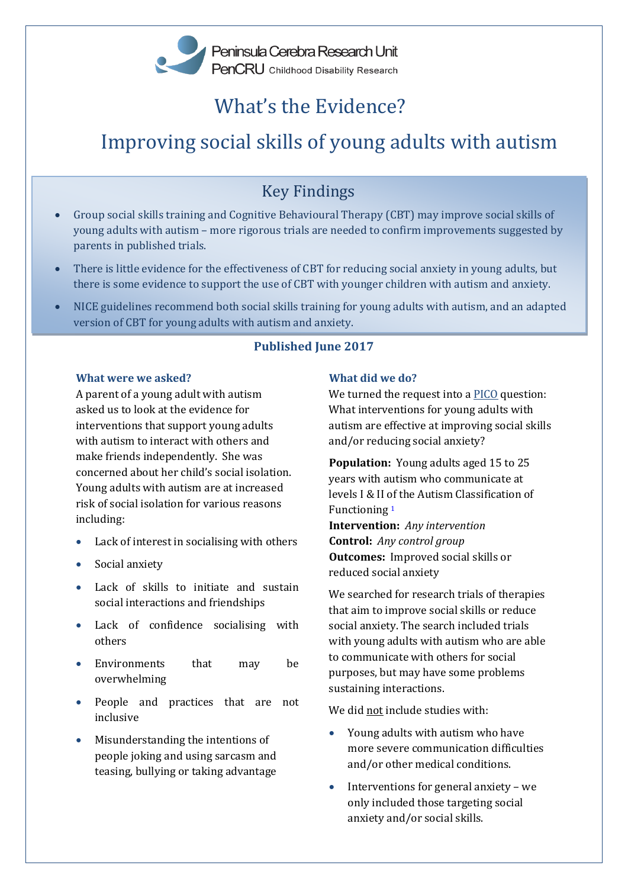Peninsula Cerebra Research Unit
PenCRU Childhood Disability Research

# What's the Evidence?

# Improving social skills of young adults with autism

## Key Findings

- Group social skills training and Cognitive Behavioural Therapy (CBT) may improve social skills of young adults with autism – more rigorous trials are needed to confirm improvements suggested by parents in published trials.
- There is little evidence for the effectiveness of CBT for reducing social anxiety in young adults, but there is some evidence to support the use of CBT with younger children with autism and anxiety.
- NICE guidelines recommend both social skills training for young adults with autism, and an adapted version of CBT for young adults with autism and anxiety.

**Published June 2017**

### What were we asked?

A parent of a young adult with autism asked us to look at the evidence for interventions that support young adults with autism to interact with others and make friends independently. She was concerned about her child's social isolation. Young adults with autism are at increased risk of social isolation for various reasons including:

- Lack of interest in socialising with others
- Social anxiety
- Lack of skills to initiate and sustain social interactions and friendships
- Lack of confidence socialising with others
- Environments that may be overwhelming
- People and practices that are not inclusive
- Misunderstanding the intentions of people joking and using sarcasm and teasing, bullying or taking advantage

### What did we do?

We turned the request into a PICO question: What interventions for young adults with autism are effective at improving social skills and/or reducing social anxiety?

**Population:** Young adults aged 15 to 25 years with autism who communicate at levels I & II of the Autism Classification of Functioning [1]
**Intervention:** *Any intervention*
**Control:** *Any control group*
**Outcomes:** Improved social skills or reduced social anxiety

We searched for research trials of therapies that aim to improve social skills or reduce social anxiety. The search included trials with young adults with autism who are able to communicate with others for social purposes, but may have some problems sustaining interactions.

We did not include studies with:

- Young adults with autism who have more severe communication difficulties and/or other medical conditions.
- Interventions for general anxiety – we only included those targeting social anxiety and/or social skills.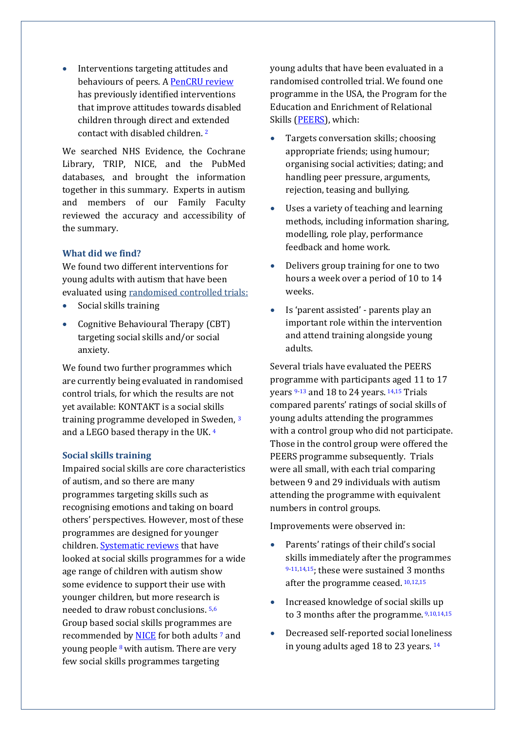- Interventions targeting attitudes and behaviours of peers. A PenCRU review has previously identified interventions that improve attitudes towards disabled children through direct and extended contact with disabled children. [2]

We searched NHS Evidence, the Cochrane Library, TRIP, NICE, and the PubMed databases, and brought the information together in this summary. Experts in autism and members of our Family Faculty reviewed the accuracy and accessibility of the summary.

### What did we find?

We found two different interventions for young adults with autism that have been evaluated using randomised controlled trials:

- Social skills training
- Cognitive Behavioural Therapy (CBT) targeting social skills and/or social anxiety.

We found two further programmes which are currently being evaluated in randomised control trials, for which the results are not yet available: KONTAKT is a social skills training programme developed in Sweden, [3] and a LEGO based therapy in the UK. [4]

### Social skills training

Impaired social skills are core characteristics of autism, and so there are many programmes targeting skills such as recognising emotions and taking on board others' perspectives. However, most of these programmes are designed for younger children. Systematic reviews that have looked at social skills programmes for a wide age range of children with autism show some evidence to support their use with younger children, but more research is needed to draw robust conclusions. [5,6] Group based social skills programmes are recommended by NICE for both adults [7] and young people [8] with autism. There are very few social skills programmes targeting young adults that have been evaluated in a randomised controlled trial. We found one programme in the USA, the Program for the Education and Enrichment of Relational Skills (PEERS), which:

- Targets conversation skills; choosing appropriate friends; using humour; organising social activities; dating; and handling peer pressure, arguments, rejection, teasing and bullying.
- Uses a variety of teaching and learning methods, including information sharing, modelling, role play, performance feedback and home work.
- Delivers group training for one to two hours a week over a period of 10 to 14 weeks.
- Is 'parent assisted' - parents play an important role within the intervention and attend training alongside young adults.

Several trials have evaluated the PEERS programme with participants aged 11 to 17 years [9-13] and 18 to 24 years. [14,15] Trials compared parents' ratings of social skills of young adults attending the programmes with a control group who did not participate. Those in the control group were offered the PEERS programme subsequently. Trials were all small, with each trial comparing between 9 and 29 individuals with autism attending the programme with equivalent numbers in control groups.

Improvements were observed in:

- Parents' ratings of their child's social skills immediately after the programmes [9-11,14,15]; these were sustained 3 months after the programme ceased. [10,12,15]
- Increased knowledge of social skills up to 3 months after the programme. [9,10,14,15]
- Decreased self-reported social loneliness in young adults aged 18 to 23 years. [14]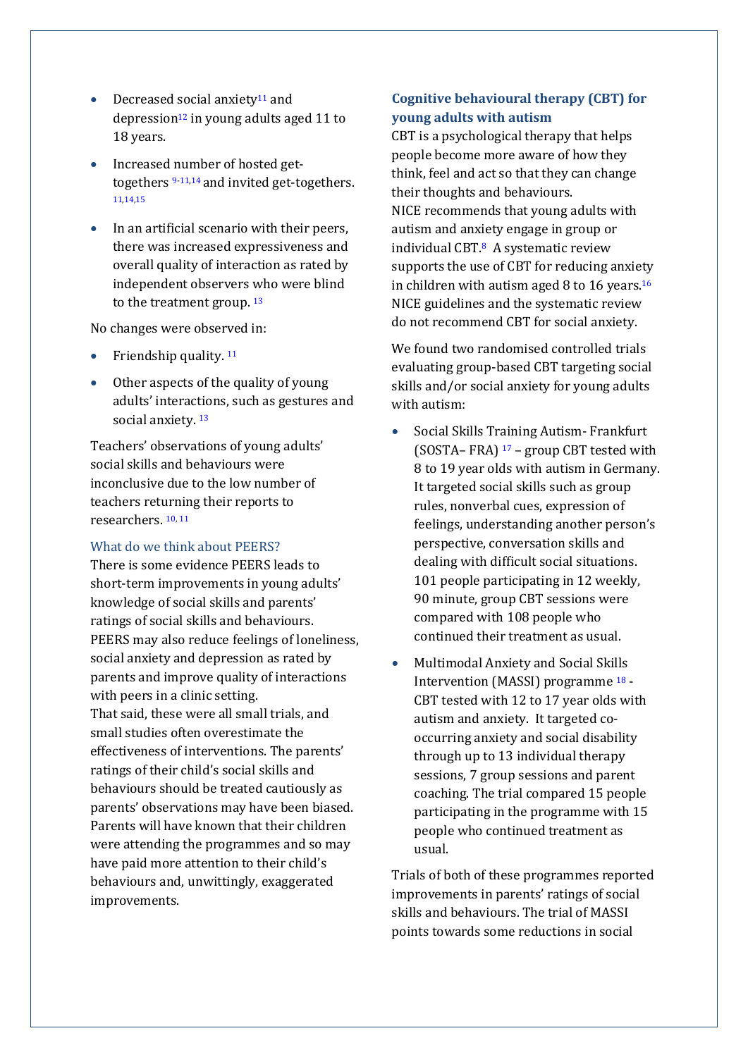- Decreased social anxiety[11] and depression[12] in young adults aged 11 to 18 years.
- Increased number of hosted get-togethers [9-11,14] and invited get-togethers. [11,14,15]
- In an artificial scenario with their peers, there was increased expressiveness and overall quality of interaction as rated by independent observers who were blind to the treatment group. [13]

No changes were observed in:

- Friendship quality. [11]
- Other aspects of the quality of young adults' interactions, such as gestures and social anxiety. [13]

Teachers' observations of young adults' social skills and behaviours were inconclusive due to the low number of teachers returning their reports to researchers. [10, 11]

### What do we think about PEERS?

There is some evidence PEERS leads to short-term improvements in young adults' knowledge of social skills and parents' ratings of social skills and behaviours. PEERS may also reduce feelings of loneliness, social anxiety and depression as rated by parents and improve quality of interactions with peers in a clinic setting.

That said, these were all small trials, and small studies often overestimate the effectiveness of interventions. The parents' ratings of their child's social skills and behaviours should be treated cautiously as parents' observations may have been biased. Parents will have known that their children were attending the programmes and so may have paid more attention to their child's behaviours and, unwittingly, exaggerated improvements.

## Cognitive behavioural therapy (CBT) for young adults with autism

CBT is a psychological therapy that helps people become more aware of how they think, feel and act so that they can change their thoughts and behaviours.

NICE recommends that young adults with autism and anxiety engage in group or individual CBT.[8] A systematic review supports the use of CBT for reducing anxiety in children with autism aged 8 to 16 years.[16] NICE guidelines and the systematic review do not recommend CBT for social anxiety.

We found two randomised controlled trials evaluating group-based CBT targeting social skills and/or social anxiety for young adults with autism:

- Social Skills Training Autism- Frankfurt (SOSTA– FRA) [17] – group CBT tested with 8 to 19 year olds with autism in Germany. It targeted social skills such as group rules, nonverbal cues, expression of feelings, understanding another person's perspective, conversation skills and dealing with difficult social situations. 101 people participating in 12 weekly, 90 minute, group CBT sessions were compared with 108 people who continued their treatment as usual.
- Multimodal Anxiety and Social Skills Intervention (MASSI) programme [18] - CBT tested with 12 to 17 year olds with autism and anxiety. It targeted co-occurring anxiety and social disability through up to 13 individual therapy sessions, 7 group sessions and parent coaching. The trial compared 15 people participating in the programme with 15 people who continued treatment as usual.

Trials of both of these programmes reported improvements in parents' ratings of social skills and behaviours. The trial of MASSI points towards some reductions in social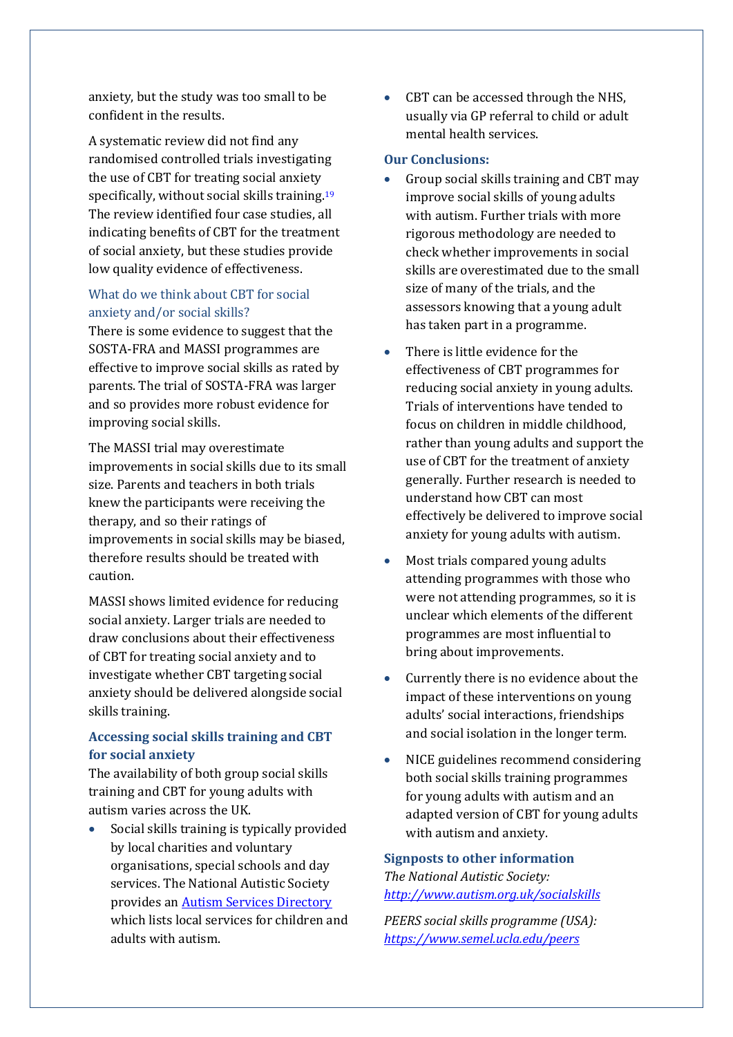anxiety, but the study was too small to be confident in the results.

A systematic review did not find any randomised controlled trials investigating the use of CBT for treating social anxiety specifically, without social skills training.[19] The review identified four case studies, all indicating benefits of CBT for the treatment of social anxiety, but these studies provide low quality evidence of effectiveness.

### What do we think about CBT for social anxiety and/or social skills?

There is some evidence to suggest that the SOSTA-FRA and MASSI programmes are effective to improve social skills as rated by parents. The trial of SOSTA-FRA was larger and so provides more robust evidence for improving social skills.

The MASSI trial may overestimate improvements in social skills due to its small size. Parents and teachers in both trials knew the participants were receiving the therapy, and so their ratings of improvements in social skills may be biased, therefore results should be treated with caution.

MASSI shows limited evidence for reducing social anxiety. Larger trials are needed to draw conclusions about their effectiveness of CBT for treating social anxiety and to investigate whether CBT targeting social anxiety should be delivered alongside social skills training.

## Accessing social skills training and CBT for social anxiety

The availability of both group social skills training and CBT for young adults with autism varies across the UK.

- Social skills training is typically provided by local charities and voluntary organisations, special schools and day services. The National Autistic Society provides an [Autism Services Directory](#) which lists local services for children and adults with autism.
- CBT can be accessed through the NHS, usually via GP referral to child or adult mental health services.

## Our Conclusions:

- Group social skills training and CBT may improve social skills of young adults with autism. Further trials with more rigorous methodology are needed to check whether improvements in social skills are overestimated due to the small size of many of the trials, and the assessors knowing that a young adult has taken part in a programme.
- There is little evidence for the effectiveness of CBT programmes for reducing social anxiety in young adults. Trials of interventions have tended to focus on children in middle childhood, rather than young adults and support the use of CBT for the treatment of anxiety generally. Further research is needed to understand how CBT can most effectively be delivered to improve social anxiety for young adults with autism.
- Most trials compared young adults attending programmes with those who were not attending programmes, so it is unclear which elements of the different programmes are most influential to bring about improvements.
- Currently there is no evidence about the impact of these interventions on young adults' social interactions, friendships and social isolation in the longer term.
- NICE guidelines recommend considering both social skills training programmes for young adults with autism and an adapted version of CBT for young adults with autism and anxiety.

## Signposts to other information

*The National Autistic Society:*
*[http://www.autism.org.uk/socialskills](http://www.autism.org.uk/socialskills)*

*PEERS social skills programme (USA):*
*[https://www.semel.ucla.edu/peers](https://www.semel.ucla.edu/peers)*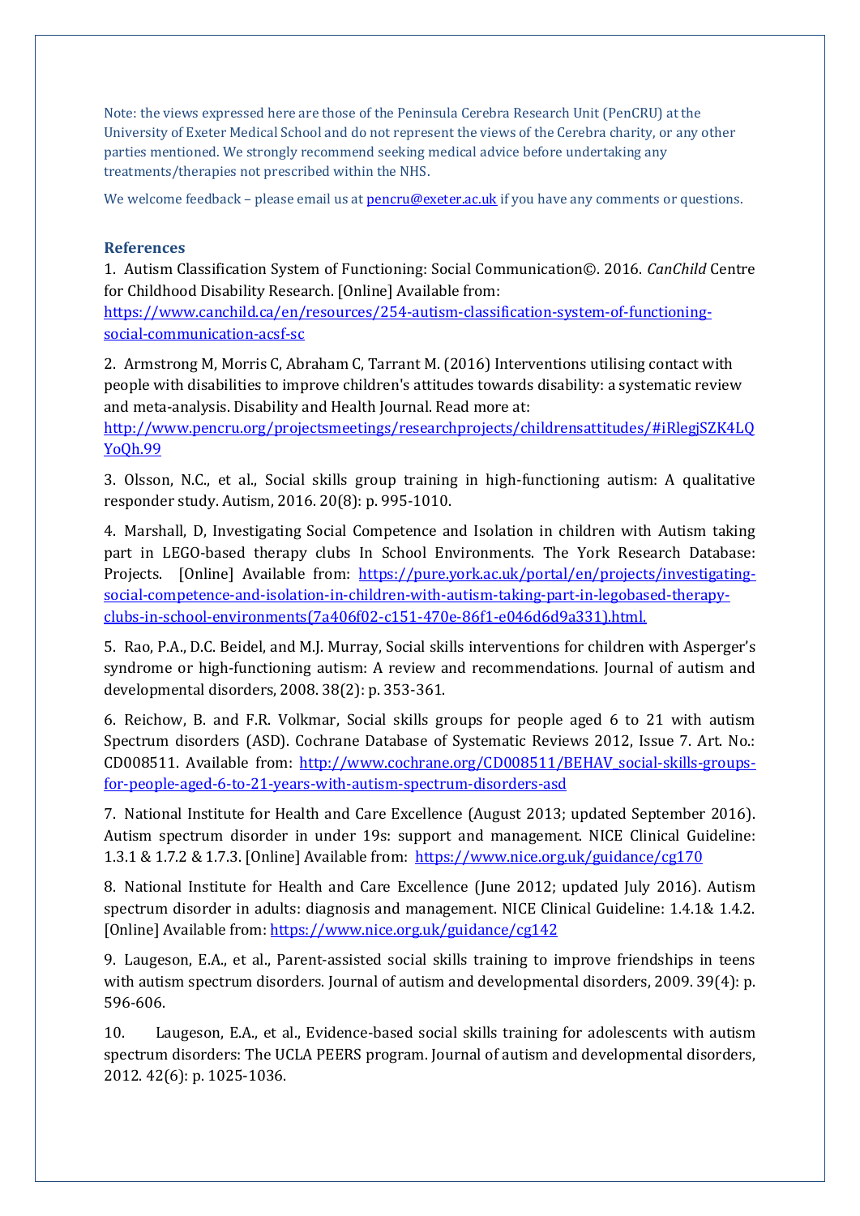Note: the views expressed here are those of the Peninsula Cerebra Research Unit (PenCRU) at the University of Exeter Medical School and do not represent the views of the Cerebra charity, or any other parties mentioned. We strongly recommend seeking medical advice before undertaking any treatments/therapies not prescribed within the NHS.

We welcome feedback – please email us at [pencru@exeter.ac.uk](mailto:pencru@exeter.ac.uk) if you have any comments or questions.

### References

1. Autism Classification System of Functioning: Social Communication©. 2016. *CanChild* Centre for Childhood Disability Research. [Online] Available from: [https://www.canchild.ca/en/resources/254-autism-classification-system-of-functioning-social-communication-acsf-sc](https://www.canchild.ca/en/resources/254-autism-classification-system-of-functioning-social-communication-acsf-sc)

2. Armstrong M, Morris C, Abraham C, Tarrant M. (2016) Interventions utilising contact with people with disabilities to improve children's attitudes towards disability: a systematic review and meta-analysis. Disability and Health Journal. Read more at: [http://www.pencru.org/projectsmeetings/researchprojects/childrensattitudes/#iRlegjSZK4LQYoQh.99](http://www.pencru.org/projectsmeetings/researchprojects/childrensattitudes/#iRlegjSZK4LQYoQh.99)

3. Olsson, N.C., et al., Social skills group training in high-functioning autism: A qualitative responder study. Autism, 2016. 20(8): p. 995-1010.

4. Marshall, D, Investigating Social Competence and Isolation in children with Autism taking part in LEGO-based therapy clubs In School Environments. The York Research Database: Projects. [Online] Available from: [https://pure.york.ac.uk/portal/en/projects/investigating-social-competence-and-isolation-in-children-with-autism-taking-part-in-legobased-therapy-clubs-in-school-environments(7a406f02-c151-470e-86f1-e046d6d9a331).html.](https://pure.york.ac.uk/portal/en/projects/investigating-social-competence-and-isolation-in-children-with-autism-taking-part-in-legobased-therapy-clubs-in-school-environments(7a406f02-c151-470e-86f1-e046d6d9a331).html)

5. Rao, P.A., D.C. Beidel, and M.J. Murray, Social skills interventions for children with Asperger's syndrome or high-functioning autism: A review and recommendations. Journal of autism and developmental disorders, 2008. 38(2): p. 353-361.

6. Reichow, B. and F.R. Volkmar, Social skills groups for people aged 6 to 21 with autism Spectrum disorders (ASD). Cochrane Database of Systematic Reviews 2012, Issue 7. Art. No.: CD008511. Available from: [http://www.cochrane.org/CD008511/BEHAV_social-skills-groups-for-people-aged-6-to-21-years-with-autism-spectrum-disorders-asd](http://www.cochrane.org/CD008511/BEHAV_social-skills-groups-for-people-aged-6-to-21-years-with-autism-spectrum-disorders-asd)

7. National Institute for Health and Care Excellence (August 2013; updated September 2016). Autism spectrum disorder in under 19s: support and management. NICE Clinical Guideline: 1.3.1 & 1.7.2 & 1.7.3. [Online] Available from: [https://www.nice.org.uk/guidance/cg170](https://www.nice.org.uk/guidance/cg170)

8. National Institute for Health and Care Excellence (June 2012; updated July 2016). Autism spectrum disorder in adults: diagnosis and management. NICE Clinical Guideline: 1.4.1& 1.4.2. [Online] Available from: [https://www.nice.org.uk/guidance/cg142](https://www.nice.org.uk/guidance/cg142)

9. Laugeson, E.A., et al., Parent-assisted social skills training to improve friendships in teens with autism spectrum disorders. Journal of autism and developmental disorders, 2009. 39(4): p. 596-606.

10. Laugeson, E.A., et al., Evidence-based social skills training for adolescents with autism spectrum disorders: The UCLA PEERS program. Journal of autism and developmental disorders, 2012. 42(6): p. 1025-1036.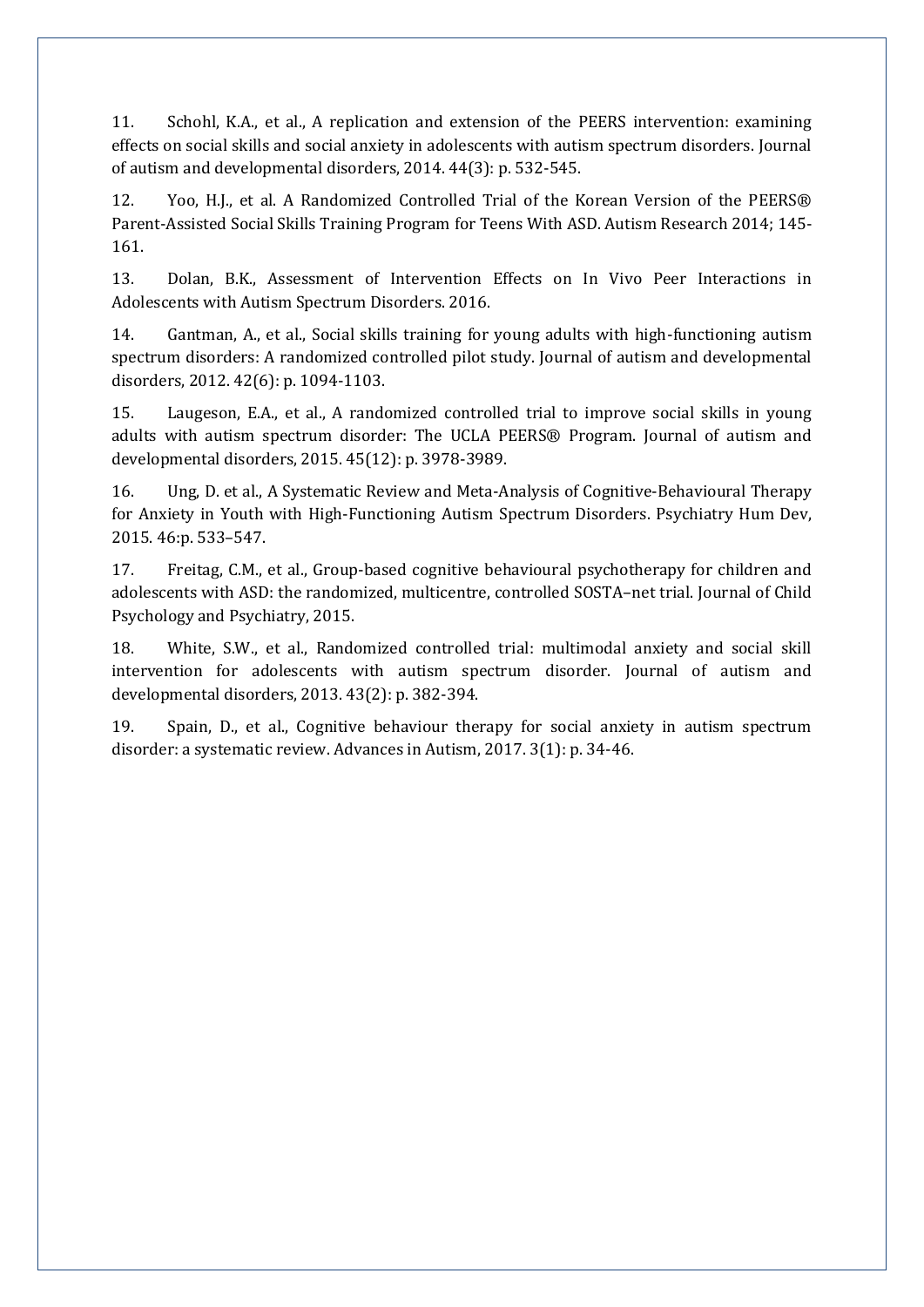11. Schohl, K.A., et al., A replication and extension of the PEERS intervention: examining effects on social skills and social anxiety in adolescents with autism spectrum disorders. Journal of autism and developmental disorders, 2014. 44(3): p. 532-545.

12. Yoo, H.J., et al. A Randomized Controlled Trial of the Korean Version of the PEERS® Parent-Assisted Social Skills Training Program for Teens With ASD. Autism Research 2014; 145-161.

13. Dolan, B.K., Assessment of Intervention Effects on In Vivo Peer Interactions in Adolescents with Autism Spectrum Disorders. 2016.

14. Gantman, A., et al., Social skills training for young adults with high-functioning autism spectrum disorders: A randomized controlled pilot study. Journal of autism and developmental disorders, 2012. 42(6): p. 1094-1103.

15. Laugeson, E.A., et al., A randomized controlled trial to improve social skills in young adults with autism spectrum disorder: The UCLA PEERS® Program. Journal of autism and developmental disorders, 2015. 45(12): p. 3978-3989.

16. Ung, D. et al., A Systematic Review and Meta-Analysis of Cognitive-Behavioural Therapy for Anxiety in Youth with High-Functioning Autism Spectrum Disorders. Psychiatry Hum Dev, 2015. 46:p. 533–547.

17. Freitag, C.M., et al., Group-based cognitive behavioural psychotherapy for children and adolescents with ASD: the randomized, multicentre, controlled SOSTA–net trial. Journal of Child Psychology and Psychiatry, 2015.

18. White, S.W., et al., Randomized controlled trial: multimodal anxiety and social skill intervention for adolescents with autism spectrum disorder. Journal of autism and developmental disorders, 2013. 43(2): p. 382-394.

19. Spain, D., et al., Cognitive behaviour therapy for social anxiety in autism spectrum disorder: a systematic review. Advances in Autism, 2017. 3(1): p. 34-46.